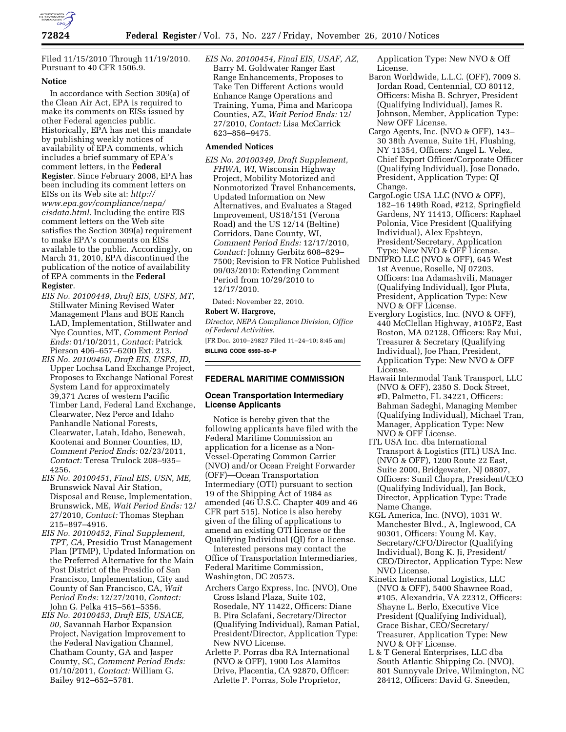Filed 11/15/2010 Through 11/19/2010. Pursuant to 40 CFR 1506.9.

**Notice**

In accordance with Section 309(a) of the Clean Air Act, EPA is required to make its comments on EISs issued by other Federal agencies public. Historically, EPA has met this mandate by publishing weekly notices of availability of EPA comments, which includes a brief summary of EPA's comment letters, in the **Federal Register**. Since February 2008, EPA has been including its comment letters on EISs on its Web site at: *http://www.epa.gov/compliance/nepa/eisdata.html.* Including the entire EIS comment letters on the Web site satisfies the Section 309(a) requirement to make EPA's comments on EISs available to the public. Accordingly, on March 31, 2010, EPA discontinued the publication of the notice of availability of EPA comments in the **Federal Register**.

*EIS No. 20100449, Draft EIS, USFS, MT,* Stillwater Mining Revised Water Management Plans and BOE Ranch LAD, Implementation, Stillwater and Nye Counties, MT, *Comment Period Ends:* 01/10/2011, *Contact:* Patrick Pierson 406–657–6200 Ext. 213.

*EIS No. 20100450, Draft EIS, USFS, ID,* Upper Lochsa Land Exchange Project, Proposes to Exchange National Forest System Land for approximately 39,371 Acres of western Pacific Timber Land, Federal Land Exchange, Clearwater, Nez Perce and Idaho Panhandle National Forests, Clearwater, Latah, Idaho, Benewah, Kootenai and Bonner Counties, ID, *Comment Period Ends:* 02/23/2011, *Contact:* Teresa Trulock 208–935–4256.

*EIS No. 20100451, Final EIS, USN, ME,* Brunswick Naval Air Station, Disposal and Reuse, Implementation, Brunswick, ME, *Wait Period Ends:* 12/27/2010, *Contact:* Thomas Stephan 215–897–4916.

*EIS No. 20100452, Final Supplement, TPT, CA,* Presidio Trust Management Plan (PTMP), Updated Information on the Preferred Alternative for the Main Post District of the Presidio of San Francisco, Implementation, City and County of San Francisco, CA, *Wait Period Ends:* 12/27/2010, *Contact:* John G. Pelka 415–561–5356.

*EIS No. 20100453, Draft EIS, USACE, 00,* Savannah Harbor Expansion Project, Navigation Improvement to the Federal Navigation Channel, Chatham County, GA and Jasper County, SC, *Comment Period Ends:* 01/10/2011, *Contact:* William G. Bailey 912–652–5781.

*EIS No. 20100454, Final EIS, USAF, AZ,* Barry M. Goldwater Ranger East Range Enhancements, Proposes to Take Ten Different Actions would Enhance Range Operations and Training, Yuma, Pima and Maricopa Counties, AZ, *Wait Period Ends:* 12/27/2010, *Contact:* Lisa McCarrick 623–856–9475.

**Amended Notices**

*EIS No. 20100349, Draft Supplement, FHWA, WI,* Wisconsin Highway Project, Mobility Motorized and Nonmotorized Travel Enhancements, Updated Information on New Alternatives, and Evaluates a Staged Improvement, US18/151 (Verona Road) and the US 12/14 (Beltine) Corridors, Dane County, WI, *Comment Period Ends:* 12/17/2010, *Contact:* Johnny Gerbitz 608–829–7500; Revision to FR Notice Published 09/03/2010: Extending Comment Period from 10/29/2010 to 12/17/2010.

Dated: November 22, 2010.

**Robert W. Hargrove,**

*Director, NEPA Compliance Division, Office of Federal Activities.*

[FR Doc. 2010–29827 Filed 11–24–10; 8:45 am]

**BILLING CODE 6560–50–P**

## FEDERAL MARITIME COMMISSION

### Ocean Transportation Intermediary License Applicants

Notice is hereby given that the following applicants have filed with the Federal Maritime Commission an application for a license as a Non-Vessel-Operating Common Carrier (NVO) and/or Ocean Freight Forwarder (OFF)—Ocean Transportation Intermediary (OTI) pursuant to section 19 of the Shipping Act of 1984 as amended (46 U.S.C. Chapter 409 and 46 CFR part 515). Notice is also hereby given of the filing of applications to amend an existing OTI license or the Qualifying Individual (QI) for a license.

Interested persons may contact the Office of Transportation Intermediaries, Federal Maritime Commission, Washington, DC 20573.

Archers Cargo Express, Inc. (NVO), One Cross Island Plaza, Suite 102, Rosedale, NY 11422, Officers: Diane B. Pira Sclafani, Secretary/Director (Qualifying Individual), Raman Patial, President/Director, Application Type: New NVO License.

Arlette P. Porras dba RA International (NVO & OFF), 1900 Los Alamitos Drive, Placentia, CA 92870, Officer: Arlette P. Porras, Sole Proprietor, Application Type: New NVO & Off License.

Baron Worldwide, L.L.C. (OFF), 7009 S. Jordan Road, Centennial, CO 80112, Officers: Misha B. Schryer, President (Qualifying Individual), James R. Johnson, Member, Application Type: New OFF License.

Cargo Agents, Inc. (NVO & OFF), 143–30 38th Avenue, Suite 1H, Flushing, NY 11354, Officers: Angel L. Velez, Chief Export Officer/Corporate Officer (Qualifying Individual), Jose Donado, President, Application Type: QI Change.

CargoLogic USA LLC (NVO & OFF), 182–16 149th Road, #212, Springfield Gardens, NY 11413, Officers: Raphael Polonia, Vice President (Qualifying Individual), Alex Epshteyn, President/Secretary, Application Type: New NVO & OFF License.

DNIPRO LLC (NVO & OFF), 645 West 1st Avenue, Roselle, NJ 07203, Officers: Ina Adamashvili, Manager (Qualifying Individual), Igor Pluta, President, Application Type: New NVO & OFF License.

Everglory Logistics, Inc. (NVO & OFF), 440 McClellan Highway, #105F2, East Boston, MA 02128, Officers: Ray Mui, Treasurer & Secretary (Qualifying Individual), Joe Phan, President, Application Type: New NVO & OFF License.

Hawaii Intermodal Tank Transport, LLC (NVO & OFF), 2350 S. Dock Street, #D, Palmetto, FL 34221, Officers: Bahman Sadeghi, Managing Member (Qualifying Individual), Michael Tran, Manager, Application Type: New NVO & OFF License.

ITL USA Inc. dba International Transport & Logistics (ITL) USA Inc. (NVO & OFF), 1200 Route 22 East, Suite 2000, Bridgewater, NJ 08807, Officers: Sunil Chopra, President/CEO (Qualifying Individual), Jan Bock, Director, Application Type: Trade Name Change.

KGL America, Inc. (NVO), 1031 W. Manchester Blvd., A, Inglewood, CA 90301, Officers: Young M. Kay, Secretary/CFO/Director (Qualifying Individual), Bong K. Ji, President/CEO/Director, Application Type: New NVO License.

Kinetix International Logistics, LLC (NVO & OFF), 5400 Shawnee Road, #105, Alexandria, VA 22312, Officers: Shayne L. Berlo, Executive Vice President (Qualifying Individual), Grace Bishar, CEO/Secretary/Treasurer, Application Type: New NVO & OFF License.

L & T General Enterprises, LLC dba South Atlantic Shipping Co. (NVO), 801 Sunnyvale Drive, Wilmington, NC 28412, Officers: David G. Sneeden,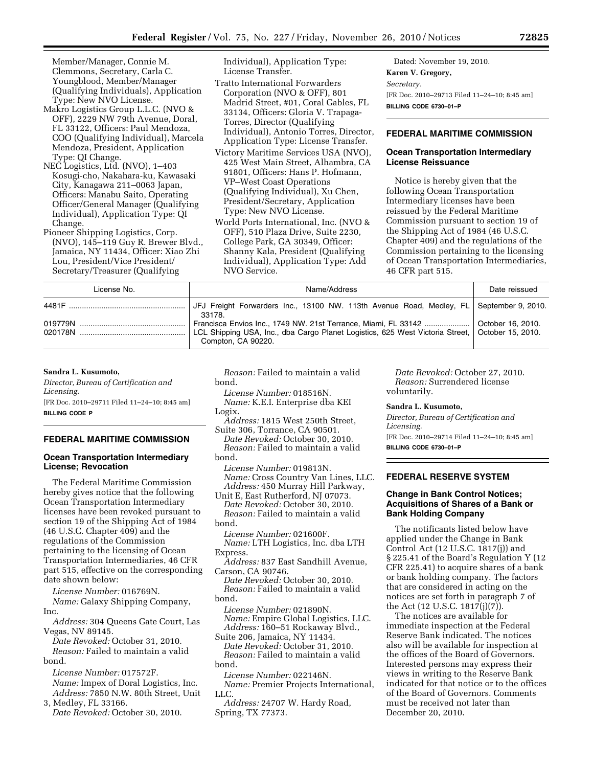Member/Manager, Connie M. Clemmons, Secretary, Carla C. Youngblood, Member/Manager (Qualifying Individuals), Application Type: New NVO License.

Makro Logistics Group L.L.C. (NVO & OFF), 2229 NW 79th Avenue, Doral, FL 33122, Officers: Paul Mendoza, COO (Qualifying Individual), Marcela Mendoza, President, Application Type: QI Change.

NEC Logistics, Ltd. (NVO), 1–403 Kosugi-cho, Nakahara-ku, Kawasaki City, Kanagawa 211–0063 Japan, Officers: Manabu Saito, Operating Officer/General Manager (Qualifying Individual), Application Type: QI Change.

Pioneer Shipping Logistics, Corp. (NVO), 145–119 Guy R. Brewer Blvd., Jamaica, NY 11434, Officer: Xiao Zhi Lou, President/Vice President/Secretary/Treasurer (Qualifying Individual), Application Type: License Transfer.

Tratto International Forwarders Corporation (NVO & OFF), 801 Madrid Street, #01, Coral Gables, FL 33134, Officers: Gloria V. Trapaga-Torres, Director (Qualifying Individual), Antonio Torres, Director, Application Type: License Transfer.

Victory Maritime Services USA (NVO), 425 West Main Street, Alhambra, CA 91801, Officers: Hans P. Hofmann, VP–West Coast Operations (Qualifying Individual), Xu Chen, President/Secretary, Application Type: New NVO License.

World Ports International, Inc. (NVO & OFF), 510 Plaza Drive, Suite 2230, College Park, GA 30349, Officer: Shanny Kala, President (Qualifying Individual), Application Type: Add NVO Service.

Dated: November 19, 2010.

**Karen V. Gregory,**

*Secretary.*

[FR Doc. 2010–29713 Filed 11–24–10; 8:45 am]

**BILLING CODE 6730–01–P**

## FEDERAL MARITIME COMMISSION

### Ocean Transportation Intermediary License Reissuance

Notice is hereby given that the following Ocean Transportation Intermediary licenses have been reissued by the Federal Maritime Commission pursuant to section 19 of the Shipping Act of 1984 (46 U.S.C. Chapter 409) and the regulations of the Commission pertaining to the licensing of Ocean Transportation Intermediaries, 46 CFR part 515.

| License No. | Name/Address | Date reissued |
|---|---|---|
| 4481F | JFJ Freight Forwarders Inc., 13100 NW. 113th Avenue Road, Medley, FL 33178. | September 9, 2010. |
| 019779N | Francisca Envios Inc., 1749 NW. 21st Terrance, Miami, FL 33142 | October 16, 2010. |
| 020178N | LCL Shipping USA, Inc., dba Cargo Planet Logistics, 625 West Victoria Street, Compton, CA 90220. | October 15, 2010. |

**Sandra L. Kusumoto,**

*Director, Bureau of Certification and Licensing.*

[FR Doc. 2010–29711 Filed 11–24–10; 8:45 am]

**BILLING CODE P**

## FEDERAL MARITIME COMMISSION

### Ocean Transportation Intermediary License; Revocation

The Federal Maritime Commission hereby gives notice that the following Ocean Transportation Intermediary licenses have been revoked pursuant to section 19 of the Shipping Act of 1984 (46 U.S.C. Chapter 409) and the regulations of the Commission pertaining to the licensing of Ocean Transportation Intermediaries, 46 CFR part 515, effective on the corresponding date shown below:

*License Number:* 016769N.
*Name:* Galaxy Shipping Company, Inc.
*Address:* 304 Queens Gate Court, Las Vegas, NV 89145.
*Date Revoked:* October 31, 2010.
*Reason:* Failed to maintain a valid bond.

*License Number:* 017572F.
*Name:* Impex of Doral Logistics, Inc.
*Address:* 7850 N.W. 80th Street, Unit 3, Medley, FL 33166.
*Date Revoked:* October 30, 2010.
*Reason:* Failed to maintain a valid bond.

*License Number:* 018516N.
*Name:* K.E.I. Enterprise dba KEI Logix.
*Address:* 1815 West 250th Street, Suite 306, Torrance, CA 90501.
*Date Revoked:* October 30, 2010.
*Reason:* Failed to maintain a valid bond.

*License Number:* 019813N.
*Name:* Cross Country Van Lines, LLC.
*Address:* 450 Murray Hill Parkway, Unit E, East Rutherford, NJ 07073.
*Date Revoked:* October 30, 2010.
*Reason:* Failed to maintain a valid bond.

*License Number:* 021600F.
*Name:* LTH Logistics, Inc. dba LTH Express.
*Address:* 837 East Sandhill Avenue, Carson, CA 90746.
*Date Revoked:* October 30, 2010.
*Reason:* Failed to maintain a valid bond.

*License Number:* 021890N.
*Name:* Empire Global Logistics, LLC.
*Address:* 160–51 Rockaway Blvd., Suite 206, Jamaica, NY 11434.
*Date Revoked:* October 31, 2010.
*Reason:* Failed to maintain a valid bond.

*License Number:* 022146N.
*Name:* Premier Projects International, LLC.
*Address:* 24707 W. Hardy Road, Spring, TX 77373.
*Date Revoked:* October 27, 2010.
*Reason:* Surrendered license voluntarily.

**Sandra L. Kusumoto,**

*Director, Bureau of Certification and Licensing.*

[FR Doc. 2010–29714 Filed 11–24–10; 8:45 am]

**BILLING CODE 6730–01–P**

## FEDERAL RESERVE SYSTEM

### Change in Bank Control Notices; Acquisitions of Shares of a Bank or Bank Holding Company

The notificants listed below have applied under the Change in Bank Control Act (12 U.S.C. 1817(j)) and § 225.41 of the Board's Regulation Y (12 CFR 225.41) to acquire shares of a bank or bank holding company. The factors that are considered in acting on the notices are set forth in paragraph 7 of the Act (12 U.S.C. 1817(j)(7)).

The notices are available for immediate inspection at the Federal Reserve Bank indicated. The notices also will be available for inspection at the offices of the Board of Governors. Interested persons may express their views in writing to the Reserve Bank indicated for that notice or to the offices of the Board of Governors. Comments must be received not later than December 20, 2010.